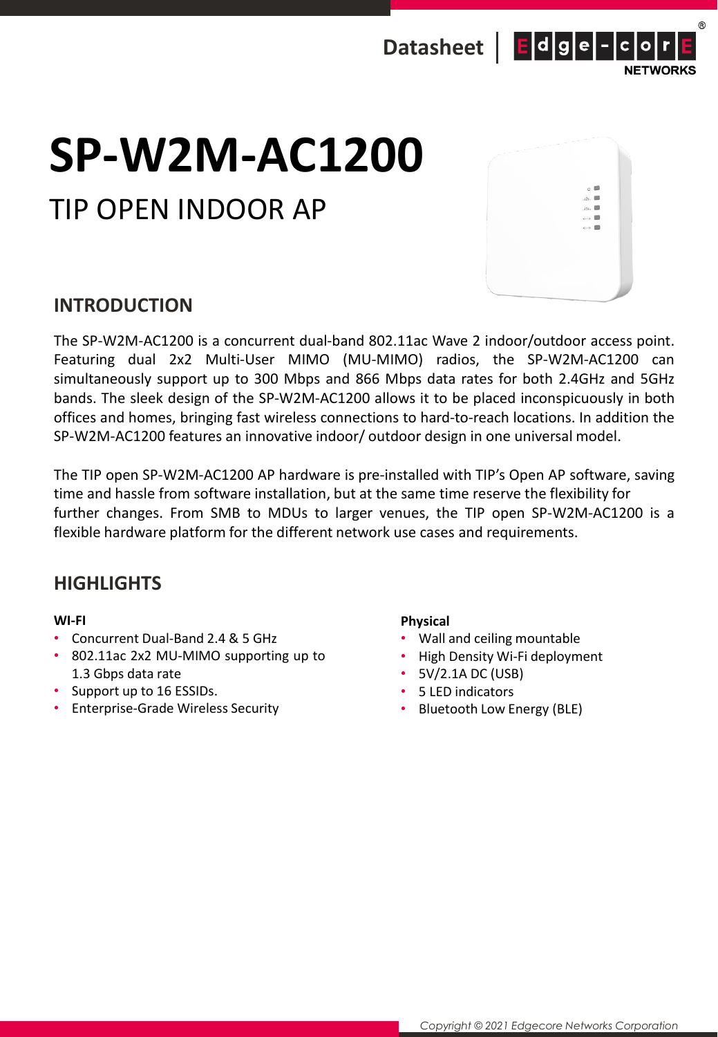Datasheet | Edge-corE NETWORKS

# SP-W2M-AC1200

TIP OPEN INDOOR AP

## INTRODUCTION

The SP-W2M-AC1200 is a concurrent dual-band 802.11ac Wave 2 indoor/outdoor access point. Featuring dual 2x2 Multi-User MIMO (MU-MIMO) radios, the SP-W2M-AC1200 can simultaneously support up to 300 Mbps and 866 Mbps data rates for both 2.4GHz and 5GHz bands. The sleek design of the SP-W2M-AC1200 allows it to be placed inconspicuously in both offices and homes, bringing fast wireless connections to hard-to-reach locations. In addition the SP-W2M-AC1200 features an innovative indoor/ outdoor design in one universal model.

The TIP open SP-W2M-AC1200 AP hardware is pre-installed with TIP's Open AP software, saving time and hassle from software installation, but at the same time reserve the flexibility for further changes. From SMB to MDUs to larger venues, the TIP open SP-W2M-AC1200 is a flexible hardware platform for the different network use cases and requirements.

## HIGHLIGHTS

**WI-FI**

- Concurrent Dual-Band 2.4 & 5 GHz
- 802.11ac 2x2 MU-MIMO supporting up to 1.3 Gbps data rate
- Support up to 16 ESSIDs.
- Enterprise-Grade Wireless Security

**Physical**

- Wall and ceiling mountable
- High Density Wi-Fi deployment
- 5V/2.1A DC (USB)
- 5 LED indicators
- Bluetooth Low Energy (BLE)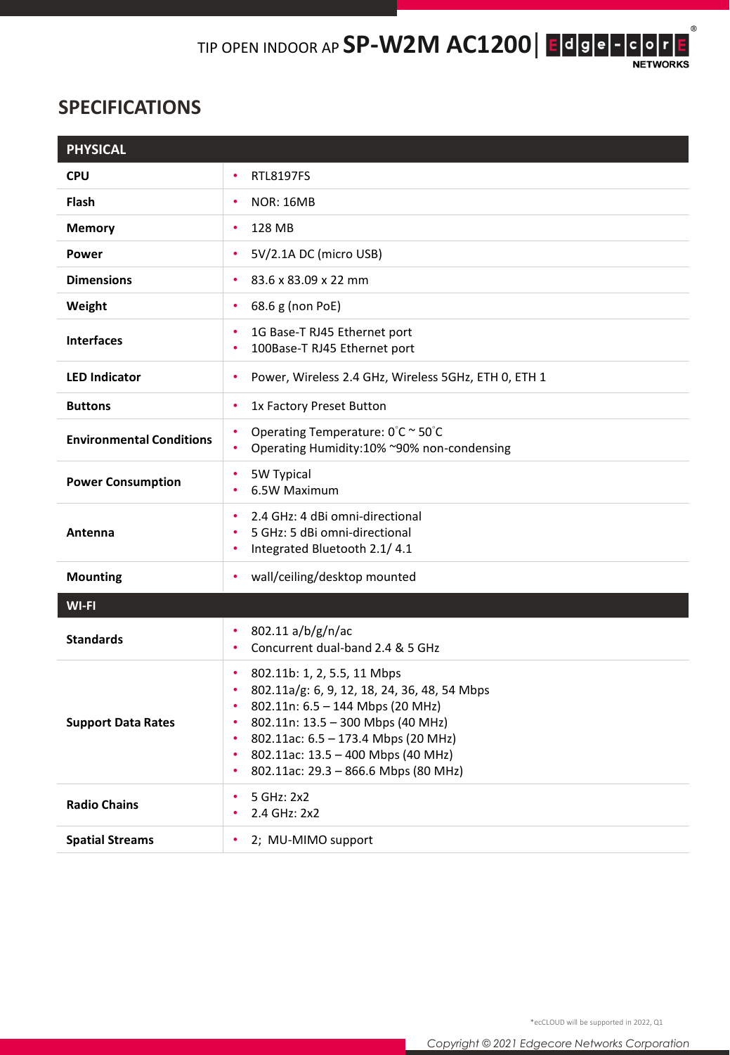## SPECIFICATIONS

| PHYSICAL | |
|---|---|
| **CPU** | • RTL8197FS |
| **Flash** | • NOR: 16MB |
| **Memory** | • 128 MB |
| **Power** | • 5V/2.1A DC (micro USB) |
| **Dimensions** | • 83.6 x 83.09 x 22 mm |
| **Weight** | • 68.6 g (non PoE) |
| **Interfaces** | • 1G Base-T RJ45 Ethernet port<br>• 100Base-T RJ45 Ethernet port |
| **LED Indicator** | • Power, Wireless 2.4 GHz, Wireless 5GHz, ETH 0, ETH 1 |
| **Buttons** | • 1x Factory Preset Button |
| **Environmental Conditions** | • Operating Temperature: 0°C ~ 50°C<br>• Operating Humidity:10% ~90% non-condensing |
| **Power Consumption** | • 5W Typical<br>• 6.5W Maximum |
| **Antenna** | • 2.4 GHz: 4 dBi omni-directional<br>• 5 GHz: 5 dBi omni-directional<br>• Integrated Bluetooth 2.1/ 4.1 |
| **Mounting** | • wall/ceiling/desktop mounted |
| **WI-FI** | |
| **Standards** | • 802.11 a/b/g/n/ac<br>• Concurrent dual-band 2.4 & 5 GHz |
| **Support Data Rates** | • 802.11b: 1, 2, 5.5, 11 Mbps<br>• 802.11a/g: 6, 9, 12, 18, 24, 36, 48, 54 Mbps<br>• 802.11n: 6.5 – 144 Mbps (20 MHz)<br>• 802.11n: 13.5 – 300 Mbps (40 MHz)<br>• 802.11ac: 6.5 – 173.4 Mbps (20 MHz)<br>• 802.11ac: 13.5 – 400 Mbps (40 MHz)<br>• 802.11ac: 29.3 – 866.6 Mbps (80 MHz) |
| **Radio Chains** | • 5 GHz: 2x2<br>• 2.4 GHz: 2x2 |
| **Spatial Streams** | • 2; MU-MIMO support |

*ecCLOUD will be supported in 2022, Q1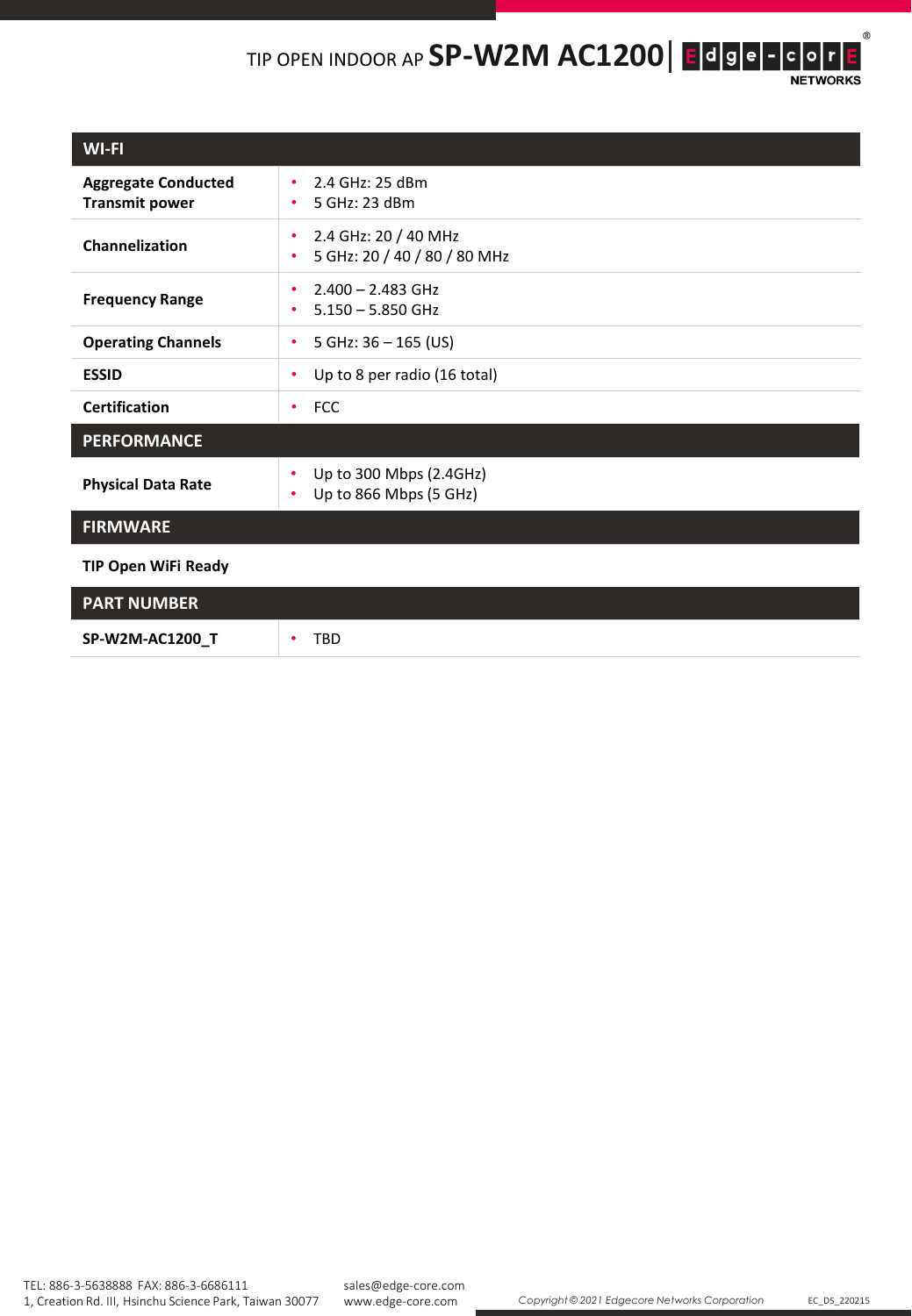| WI-FI | |
|---|---|
| **Aggregate Conducted Transmit power** | • 2.4 GHz: 25 dBm<br>• 5 GHz: 23 dBm |
| **Channelization** | • 2.4 GHz: 20 / 40 MHz<br>• 5 GHz: 20 / 40 / 80 / 80 MHz |
| **Frequency Range** | • 2.400 – 2.483 GHz<br>• 5.150 – 5.850 GHz |
| **Operating Channels** | • 5 GHz: 36 – 165 (US) |
| **ESSID** | • Up to 8 per radio (16 total) |
| **Certification** | • FCC |

| PERFORMANCE | |
|---|---|
| **Physical Data Rate** | • Up to 300 Mbps (2.4GHz)<br>• Up to 866 Mbps (5 GHz) |

## FIRMWARE

**TIP Open WiFi Ready**

| PART NUMBER | |
|---|---|
| **SP-W2M-AC1200_T** | • TBD |